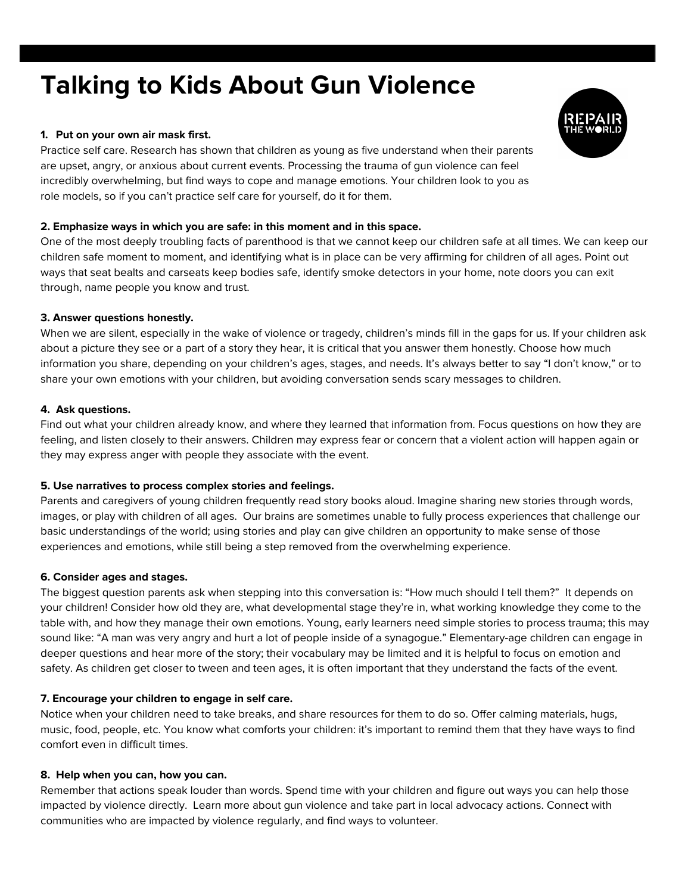# Talking to Kids About Gun Violence

**1. Put on your own air mask first.**
Practice self care. Research has shown that children as young as five understand when their parents are upset, angry, or anxious about current events. Processing the trauma of gun violence can feel incredibly overwhelming, but find ways to cope and manage emotions. Your children look to you as role models, so if you can't practice self care for yourself, do it for them.

**2. Emphasize ways in which you are safe: in this moment and in this space.**
One of the most deeply troubling facts of parenthood is that we cannot keep our children safe at all times. We can keep our children safe moment to moment, and identifying what is in place can be very affirming for children of all ages. Point out ways that seat bealts and carseats keep bodies safe, identify smoke detectors in your home, note doors you can exit through, name people you know and trust.

**3. Answer questions honestly.**
When we are silent, especially in the wake of violence or tragedy, children's minds fill in the gaps for us. If your children ask about a picture they see or a part of a story they hear, it is critical that you answer them honestly. Choose how much information you share, depending on your children's ages, stages, and needs. It's always better to say "I don't know," or to share your own emotions with your children, but avoiding conversation sends scary messages to children.

**4. Ask questions.**
Find out what your children already know, and where they learned that information from. Focus questions on how they are feeling, and listen closely to their answers. Children may express fear or concern that a violent action will happen again or they may express anger with people they associate with the event.

**5. Use narratives to process complex stories and feelings.**
Parents and caregivers of young children frequently read story books aloud. Imagine sharing new stories through words, images, or play with children of all ages. Our brains are sometimes unable to fully process experiences that challenge our basic understandings of the world; using stories and play can give children an opportunity to make sense of those experiences and emotions, while still being a step removed from the overwhelming experience.

**6. Consider ages and stages.**
The biggest question parents ask when stepping into this conversation is: "How much should I tell them?" It depends on your children! Consider how old they are, what developmental stage they're in, what working knowledge they come to the table with, and how they manage their own emotions. Young, early learners need simple stories to process trauma; this may sound like: "A man was very angry and hurt a lot of people inside of a synagogue." Elementary-age children can engage in deeper questions and hear more of the story; their vocabulary may be limited and it is helpful to focus on emotion and safety. As children get closer to tween and teen ages, it is often important that they understand the facts of the event.

**7. Encourage your children to engage in self care.**
Notice when your children need to take breaks, and share resources for them to do so. Offer calming materials, hugs, music, food, people, etc. You know what comforts your children: it's important to remind them that they have ways to find comfort even in difficult times.

**8. Help when you can, how you can.**
Remember that actions speak louder than words. Spend time with your children and figure out ways you can help those impacted by violence directly. Learn more about gun violence and take part in local advocacy actions. Connect with communities who are impacted by violence regularly, and find ways to volunteer.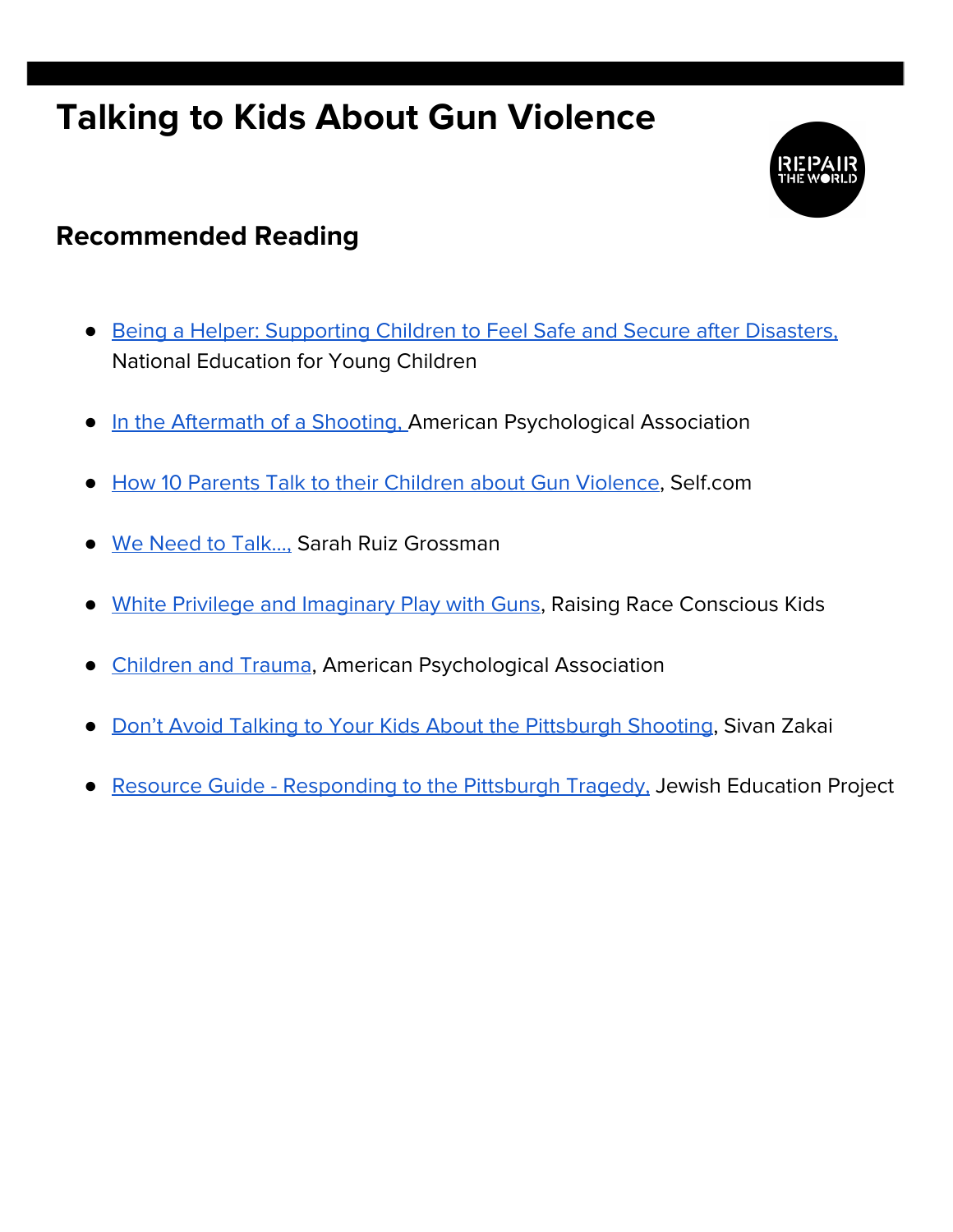# Talking to Kids About Gun Violence

## Recommended Reading

- Being a Helper: Supporting Children to Feel Safe and Secure after Disasters, National Education for Young Children
- In the Aftermath of a Shooting, American Psychological Association
- How 10 Parents Talk to their Children about Gun Violence, Self.com
- We Need to Talk..., Sarah Ruiz Grossman
- White Privilege and Imaginary Play with Guns, Raising Race Conscious Kids
- Children and Trauma, American Psychological Association
- Don't Avoid Talking to Your Kids About the Pittsburgh Shooting, Sivan Zakai
- Resource Guide - Responding to the Pittsburgh Tragedy, Jewish Education Project